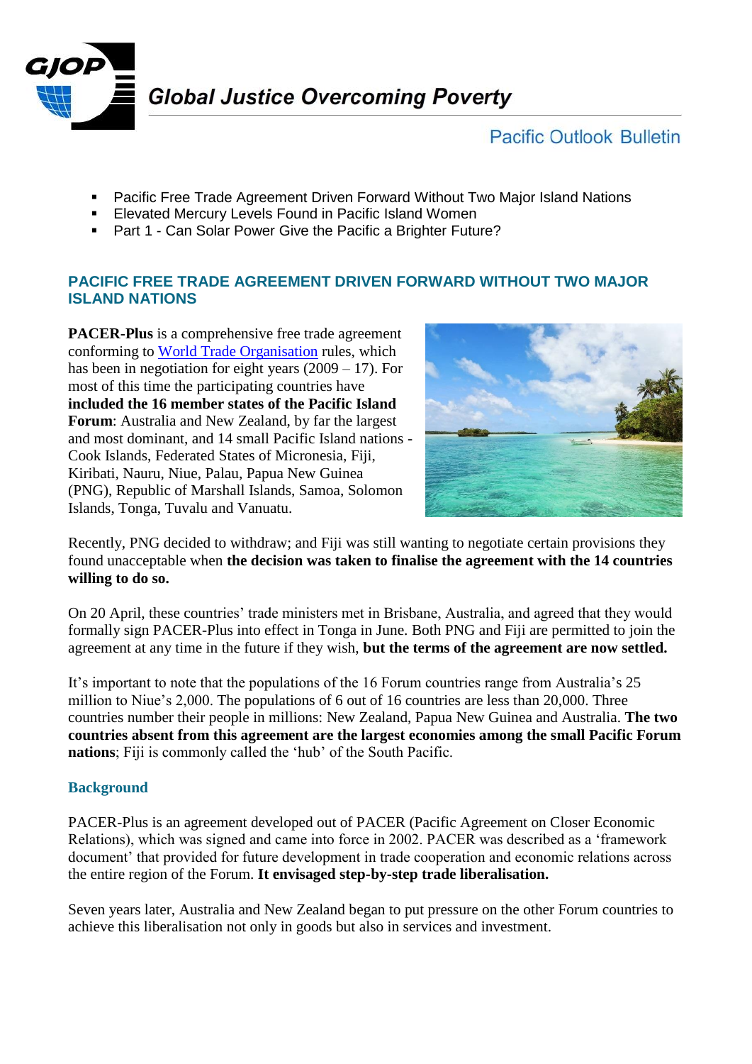Global Justice Overcoming Poverty

Pacific Outlook Bulletin

- Pacific Free Trade Agreement Driven Forward Without Two Major Island Nations
- Elevated Mercury Levels Found in Pacific Island Women
- Part 1 - Can Solar Power Give the Pacific a Brighter Future?

## PACIFIC FREE TRADE AGREEMENT DRIVEN FORWARD WITHOUT TWO MAJOR ISLAND NATIONS

**PACER-Plus** is a comprehensive free trade agreement conforming to World Trade Organisation rules, which has been in negotiation for eight years (2009 – 17). For most of this time the participating countries have **included the 16 member states of the Pacific Island Forum**: Australia and New Zealand, by far the largest and most dominant, and 14 small Pacific Island nations - Cook Islands, Federated States of Micronesia, Fiji, Kiribati, Nauru, Niue, Palau, Papua New Guinea (PNG), Republic of Marshall Islands, Samoa, Solomon Islands, Tonga, Tuvalu and Vanuatu.

Recently, PNG decided to withdraw; and Fiji was still wanting to negotiate certain provisions they found unacceptable when **the decision was taken to finalise the agreement with the 14 countries willing to do so.**

On 20 April, these countries' trade ministers met in Brisbane, Australia, and agreed that they would formally sign PACER-Plus into effect in Tonga in June. Both PNG and Fiji are permitted to join the agreement at any time in the future if they wish, **but the terms of the agreement are now settled.**

It's important to note that the populations of the 16 Forum countries range from Australia's 25 million to Niue's 2,000. The populations of 6 out of 16 countries are less than 20,000. Three countries number their people in millions: New Zealand, Papua New Guinea and Australia. **The two countries absent from this agreement are the largest economies among the small Pacific Forum nations**; Fiji is commonly called the 'hub' of the South Pacific.

### Background

PACER-Plus is an agreement developed out of PACER (Pacific Agreement on Closer Economic Relations), which was signed and came into force in 2002. PACER was described as a 'framework document' that provided for future development in trade cooperation and economic relations across the entire region of the Forum. **It envisaged step-by-step trade liberalisation.**

Seven years later, Australia and New Zealand began to put pressure on the other Forum countries to achieve this liberalisation not only in goods but also in services and investment.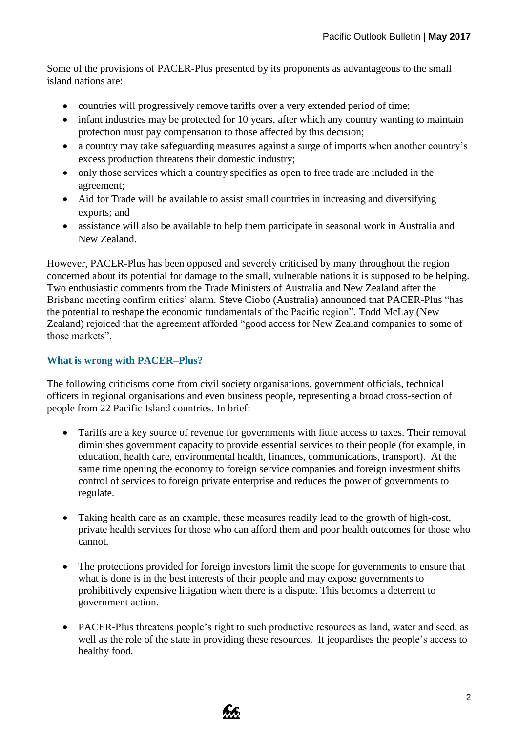Some of the provisions of PACER-Plus presented by its proponents as advantageous to the small island nations are:

- countries will progressively remove tariffs over a very extended period of time;
- infant industries may be protected for 10 years, after which any country wanting to maintain protection must pay compensation to those affected by this decision;
- a country may take safeguarding measures against a surge of imports when another country's excess production threatens their domestic industry;
- only those services which a country specifies as open to free trade are included in the agreement;
- Aid for Trade will be available to assist small countries in increasing and diversifying exports; and
- assistance will also be available to help them participate in seasonal work in Australia and New Zealand.

However, PACER-Plus has been opposed and severely criticised by many throughout the region concerned about its potential for damage to the small, vulnerable nations it is supposed to be helping. Two enthusiastic comments from the Trade Ministers of Australia and New Zealand after the Brisbane meeting confirm critics' alarm. Steve Ciobo (Australia) announced that PACER-Plus "has the potential to reshape the economic fundamentals of the Pacific region". Todd McLay (New Zealand) rejoiced that the agreement afforded "good access for New Zealand companies to some of those markets".

### What is wrong with PACER–Plus?

The following criticisms come from civil society organisations, government officials, technical officers in regional organisations and even business people, representing a broad cross-section of people from 22 Pacific Island countries. In brief:

- Tariffs are a key source of revenue for governments with little access to taxes. Their removal diminishes government capacity to provide essential services to their people (for example, in education, health care, environmental health, finances, communications, transport). At the same time opening the economy to foreign service companies and foreign investment shifts control of services to foreign private enterprise and reduces the power of governments to regulate.

- Taking health care as an example, these measures readily lead to the growth of high-cost, private health services for those who can afford them and poor health outcomes for those who cannot.

- The protections provided for foreign investors limit the scope for governments to ensure that what is done is in the best interests of their people and may expose governments to prohibitively expensive litigation when there is a dispute. This becomes a deterrent to government action.

- PACER-Plus threatens people's right to such productive resources as land, water and seed, as well as the role of the state in providing these resources. It jeopardises the people's access to healthy food.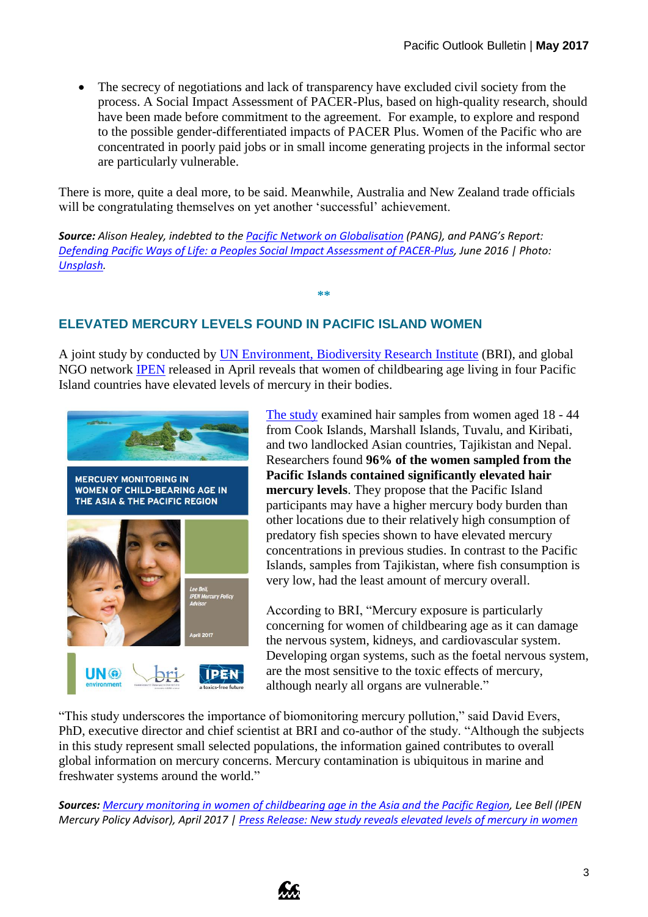- The secrecy of negotiations and lack of transparency have excluded civil society from the process. A Social Impact Assessment of PACER-Plus, based on high-quality research, should have been made before commitment to the agreement. For example, to explore and respond to the possible gender-differentiated impacts of PACER Plus. Women of the Pacific who are concentrated in poorly paid jobs or in small income generating projects in the informal sector are particularly vulnerable.

There is more, quite a deal more, to be said. Meanwhile, Australia and New Zealand trade officials will be congratulating themselves on yet another 'successful' achievement.

***Source:*** *Alison Healey, indebted to the Pacific Network on Globalisation (PANG), and PANG's Report: Defending Pacific Ways of Life: a Peoples Social Impact Assessment of PACER-Plus, June 2016 | Photo: Unsplash.*

**

## ELEVATED MERCURY LEVELS FOUND IN PACIFIC ISLAND WOMEN

A joint study by conducted by UN Environment, Biodiversity Research Institute (BRI), and global NGO network IPEN released in April reveals that women of childbearing age living in four Pacific Island countries have elevated levels of mercury in their bodies.

The study examined hair samples from women aged 18 - 44 from Cook Islands, Marshall Islands, Tuvalu, and Kiribati, and two landlocked Asian countries, Tajikistan and Nepal. Researchers found **96% of the women sampled from the Pacific Islands contained significantly elevated hair mercury levels**. They propose that the Pacific Island participants may have a higher mercury body burden than other locations due to their relatively high consumption of predatory fish species shown to have elevated mercury concentrations in previous studies. In contrast to the Pacific Islands, samples from Tajikistan, where fish consumption is very low, had the least amount of mercury overall.

According to BRI, "Mercury exposure is particularly concerning for women of childbearing age as it can damage the nervous system, kidneys, and cardiovascular system. Developing organ systems, such as the foetal nervous system, are the most sensitive to the toxic effects of mercury, although nearly all organs are vulnerable."

"This study underscores the importance of biomonitoring mercury pollution," said David Evers, PhD, executive director and chief scientist at BRI and co-author of the study. "Although the subjects in this study represent small selected populations, the information gained contributes to overall global information on mercury concerns. Mercury contamination is ubiquitous in marine and freshwater systems around the world."

***Sources:*** *Mercury monitoring in women of childbearing age in the Asia and the Pacific Region, Lee Bell (IPEN Mercury Policy Advisor), April 2017 | Press Release: New study reveals elevated levels of mercury in women*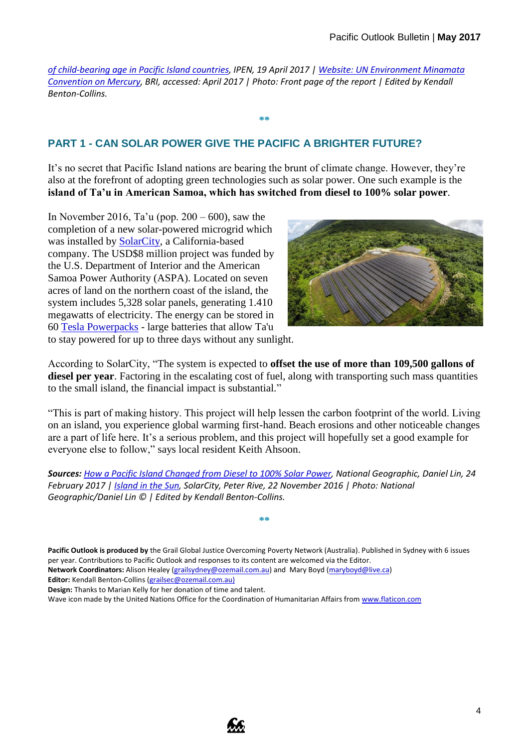*[of child-bearing age in Pacific Island countries](), IPEN, 19 April 2017 | [Website: UN Environment Minamata Convention on Mercury](), BRI, accessed: April 2017 | Photo: Front page of the report | Edited by Kendall Benton-Collins.*

**

## PART 1 - CAN SOLAR POWER GIVE THE PACIFIC A BRIGHTER FUTURE?

It's no secret that Pacific Island nations are bearing the brunt of climate change. However, they're also at the forefront of adopting green technologies such as solar power. One such example is the **island of Ta'u in American Samoa, which has switched from diesel to 100% solar power**.

In November 2016, Ta'u (pop. 200 – 600), saw the completion of a new solar-powered microgrid which was installed by SolarCity, a California-based company. The USD$8 million project was funded by the U.S. Department of Interior and the American Samoa Power Authority (ASPA). Located on seven acres of land on the northern coast of the island, the system includes 5,328 solar panels, generating 1.410 megawatts of electricity. The energy can be stored in 60 Tesla Powerpacks - large batteries that allow Ta'u to stay powered for up to three days without any sunlight.

According to SolarCity, "The system is expected to **offset the use of more than 109,500 gallons of diesel per year**. Factoring in the escalating cost of fuel, along with transporting such mass quantities to the small island, the financial impact is substantial."

"This is part of making history. This project will help lessen the carbon footprint of the world. Living on an island, you experience global warming first-hand. Beach erosions and other noticeable changes are a part of life here. It's a serious problem, and this project will hopefully set a good example for everyone else to follow," says local resident Keith Ahsoon.

***Sources:** How a Pacific Island Changed from Diesel to 100% Solar Power, National Geographic, Daniel Lin, 24 February 2017 | Island in the Sun, SolarCity, Peter Rive, 22 November 2016 | Photo: National Geographic/Daniel Lin © | Edited by Kendall Benton-Collins.*

**

**Pacific Outlook is produced by** the Grail Global Justice Overcoming Poverty Network (Australia). Published in Sydney with 6 issues per year. Contributions to Pacific Outlook and responses to its content are welcomed via the Editor.
**Network Coordinators:** Alison Healey (grailsydney@ozemail.com.au) and Mary Boyd (maryboyd@live.ca)
**Editor:** Kendall Benton-Collins (grailsec@ozemail.com.au)
**Design:** Thanks to Marian Kelly for her donation of time and talent.
Wave icon made by the United Nations Office for the Coordination of Humanitarian Affairs from www.flaticon.com